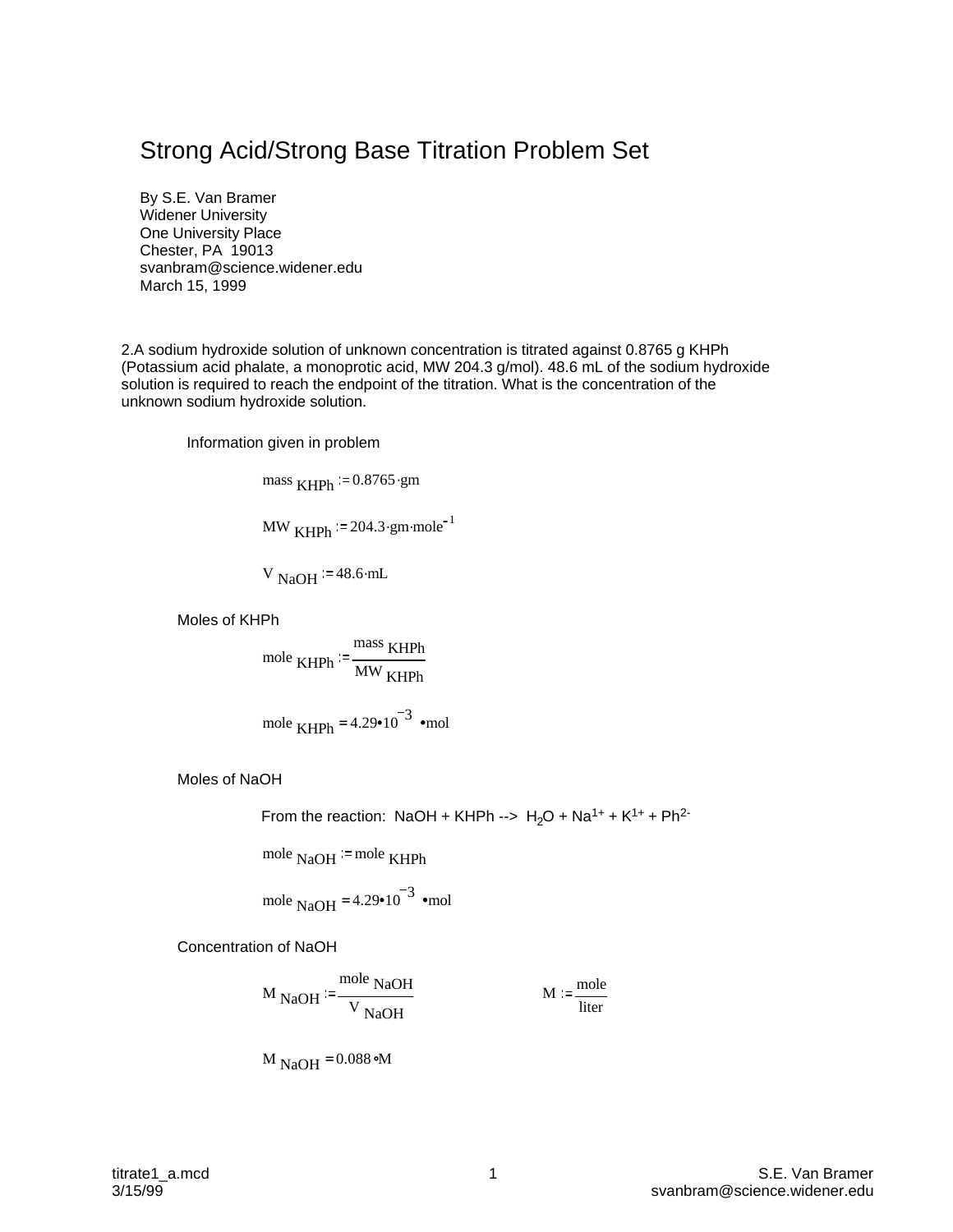# Strong Acid/Strong Base Titration Problem Set

By S.E. Van Bramer
Widener University
One University Place
Chester, PA 19013
svanbram@science.widener.edu
March 15, 1999

2.A sodium hydroxide solution of unknown concentration is titrated against 0.8765 g KHPh (Potassium acid phalate, a monoprotic acid, MW 204.3 g/mol). 48.6 mL of the sodium hydroxide solution is required to reach the endpoint of the titration. What is the concentration of the unknown sodium hydroxide solution.

Information given in problem

$$mass_{KHPh} := 0.8765 \cdot gm$$

$$MW_{KHPh} := 204.3 \cdot gm \cdot mole^{-1}$$

$$V_{NaOH} := 48.6 \cdot mL$$

Moles of KHPh

$$mole_{KHPh} := \frac{mass_{KHPh}}{MW_{KHPh}}$$

$$mole_{KHPh} = 4.29 \cdot 10^{-3} \cdot mol$$

Moles of NaOH

From the reaction: NaOH + KHPh --> $H_2O + Na^{1+} + K^{1+} + Ph^{2-}$

$$mole_{NaOH} := mole_{KHPh}$$

$$mole_{NaOH} = 4.29 \cdot 10^{-3} \cdot mol$$

Concentration of NaOH

$$M_{NaOH} := \frac{mole_{NaOH}}{V_{NaOH}} \qquad M := \frac{mole}{liter}$$

$$M_{NaOH} = 0.088 \cdot M$$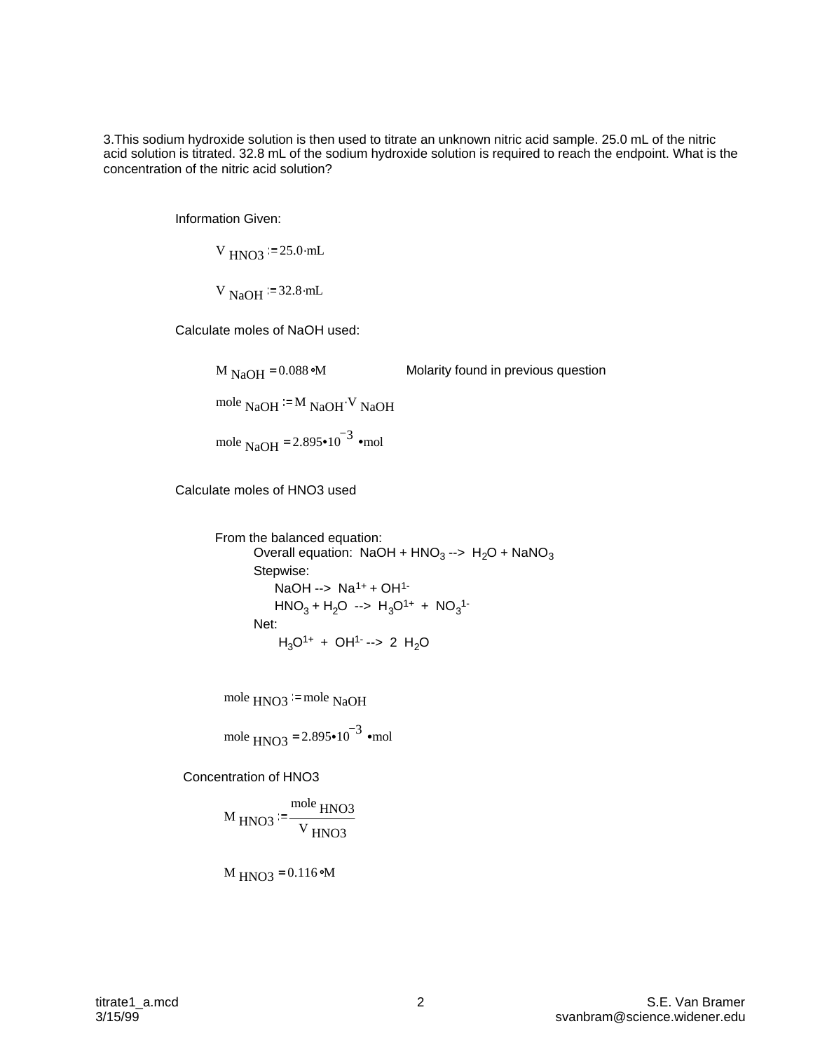3.This sodium hydroxide solution is then used to titrate an unknown nitric acid sample. 25.0 mL of the nitric acid solution is titrated. 32.8 mL of the sodium hydroxide solution is required to reach the endpoint. What is the concentration of the nitric acid solution?

Information Given:

$$V_{HNO3} := 25.0 \cdot mL$$

$$V_{NaOH} := 32.8 \cdot mL$$

Calculate moles of NaOH used:

$$M_{NaOH} = 0.088 \cdot M$$ Molarity found in previous question

$$mole_{NaOH} := M_{NaOH} \cdot V_{NaOH}$$

$$mole_{NaOH} = 2.895 \cdot 10^{-3} \cdot mol$$

Calculate moles of HNO3 used

From the balanced equation:

Overall equation: $NaOH + HNO_3 \rightarrow H_2O + NaNO_3$

Stepwise:

$NaOH \rightarrow Na^{1+} + OH^{1-}$

$HNO_3 + H_2O \rightarrow H_3O^{1+} + NO_3^{1-}$

Net:

$H_3O^{1+} + OH^{1-} \rightarrow 2\ H_2O$

$$mole_{HNO3} := mole_{NaOH}$$

$$mole_{HNO3} = 2.895 \cdot 10^{-3} \cdot mol$$

Concentration of HNO3

$$M_{HNO3} := \frac{mole_{HNO3}}{V_{HNO3}}$$

$$M_{HNO3} = 0.116 \cdot M$$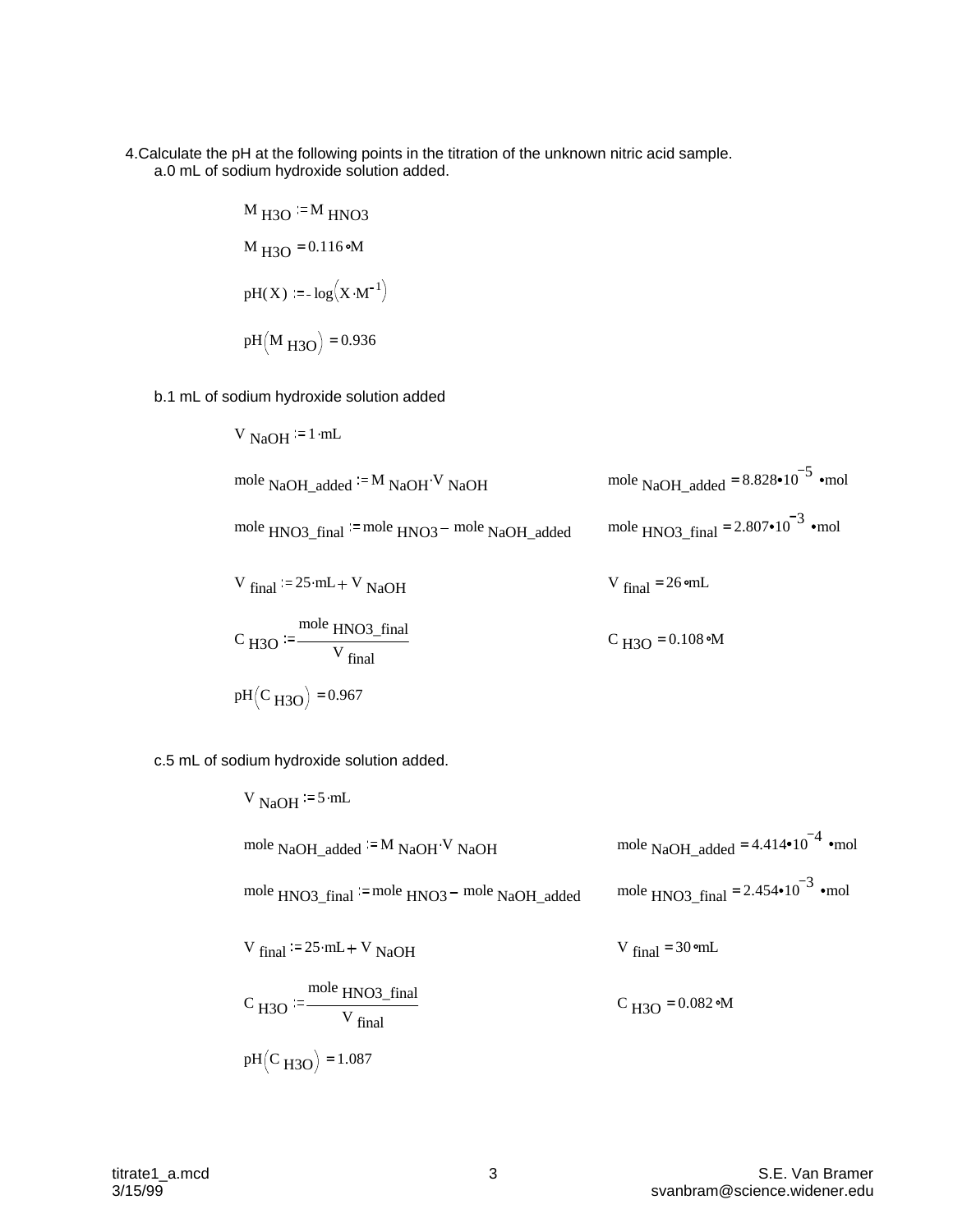4. Calculate the pH at the following points in the titration of the unknown nitric acid sample.

a. 0 mL of sodium hydroxide solution added.

$$M_{H3O} := M_{HNO3}$$

$$M_{H3O} = 0.116 \cdot M$$

$$pH(X) := -\log\left(X \cdot M^{-1}\right)$$

$$pH\left(M_{H3O}\right) = 0.936$$

b. 1 mL of sodium hydroxide solution added

$$V_{NaOH} := 1 \cdot mL$$

$$mole_{NaOH\_added} := M_{NaOH} \cdot V_{NaOH} \qquad mole_{NaOH\_added} = 8.828 \cdot 10^{-5} \cdot mol$$

$$mole_{HNO3\_final} := mole_{HNO3} - mole_{NaOH\_added} \qquad mole_{HNO3\_final} = 2.807 \cdot 10^{-3} \cdot mol$$

$$V_{final} := 25 \cdot mL + V_{NaOH} \qquad V_{final} = 26 \cdot mL$$

$$C_{H3O} := \frac{mole_{HNO3\_final}}{V_{final}} \qquad C_{H3O} = 0.108 \cdot M$$

$$pH\left(C_{H3O}\right) = 0.967$$

c. 5 mL of sodium hydroxide solution added.

$$V_{NaOH} := 5 \cdot mL$$

$$mole_{NaOH\_added} := M_{NaOH} \cdot V_{NaOH} \qquad mole_{NaOH\_added} = 4.414 \cdot 10^{-4} \cdot mol$$

$$mole_{HNO3\_final} := mole_{HNO3} - mole_{NaOH\_added} \qquad mole_{HNO3\_final} = 2.454 \cdot 10^{-3} \cdot mol$$

$$V_{final} := 25 \cdot mL + V_{NaOH} \qquad V_{final} = 30 \cdot mL$$

$$C_{H3O} := \frac{mole_{HNO3\_final}}{V_{final}} \qquad C_{H3O} = 0.082 \cdot M$$

$$pH\left(C_{H3O}\right) = 1.087$$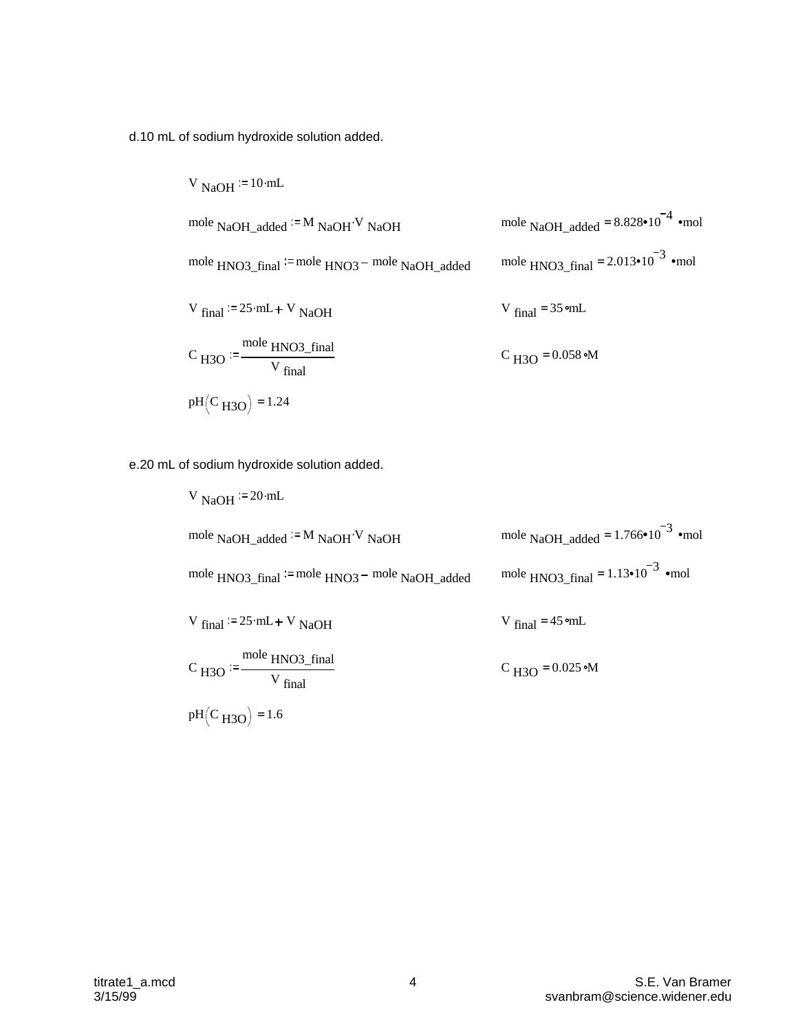d.10 mL of sodium hydroxide solution added.

$V_{NaOH} := 10 \cdot mL$

$mole_{NaOH\_added} := M_{NaOH} \cdot V_{NaOH}$ $\qquad mole_{NaOH\_added} = 8.828 \cdot 10^{-4} \cdot mol$

$mole_{HNO3\_final} := mole_{HNO3} - mole_{NaOH\_added}$ $\qquad mole_{HNO3\_final} = 2.013 \cdot 10^{-3} \cdot mol$

$V_{final} := 25 \cdot mL + V_{NaOH}$ $\qquad V_{final} = 35 \cdot mL$

$C_{H3O} := \dfrac{mole_{HNO3\_final}}{V_{final}}$ $\qquad C_{H3O} = 0.058 \cdot M$

$pH\left(C_{H3O}\right) = 1.24$

e.20 mL of sodium hydroxide solution added.

$V_{NaOH} := 20 \cdot mL$

$mole_{NaOH\_added} := M_{NaOH} \cdot V_{NaOH}$ $\qquad mole_{NaOH\_added} = 1.766 \cdot 10^{-3} \cdot mol$

$mole_{HNO3\_final} := mole_{HNO3} - mole_{NaOH\_added}$ $\qquad mole_{HNO3\_final} = 1.13 \cdot 10^{-3} \cdot mol$

$V_{final} := 25 \cdot mL + V_{NaOH}$ $\qquad V_{final} = 45 \cdot mL$

$C_{H3O} := \dfrac{mole_{HNO3\_final}}{V_{final}}$ $\qquad C_{H3O} = 0.025 \cdot M$

$pH\left(C_{H3O}\right) = 1.6$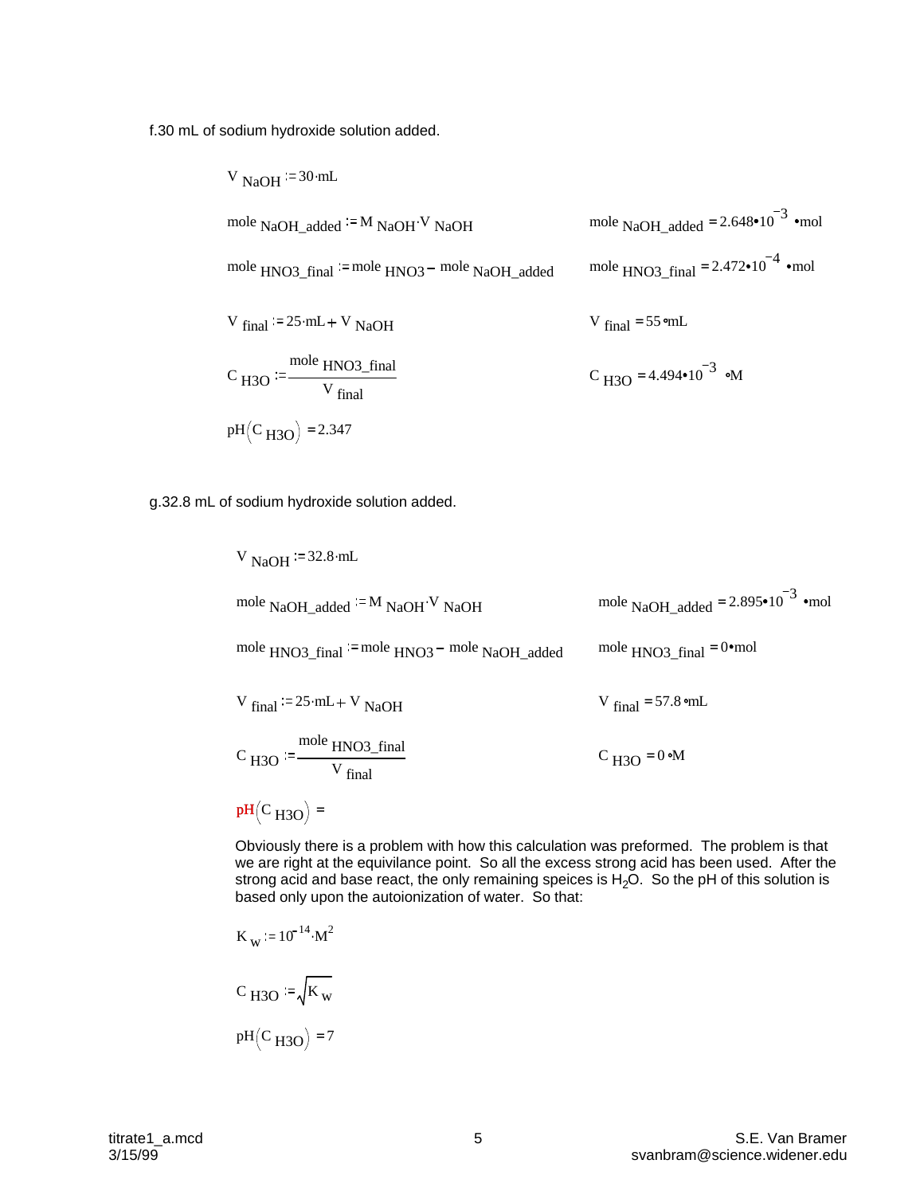f.30 mL of sodium hydroxide solution added.

$$V_{NaOH} := 30 \cdot mL$$

$$mole_{NaOH\_added} := M_{NaOH} \cdot V_{NaOH} \qquad mole_{NaOH\_added} = 2.648 \cdot 10^{-3} \cdot mol$$

$$mole_{HNO3\_final} := mole_{HNO3} - mole_{NaOH\_added} \qquad mole_{HNO3\_final} = 2.472 \cdot 10^{-4} \cdot mol$$

$$V_{final} := 25 \cdot mL + V_{NaOH} \qquad V_{final} = 55 \cdot mL$$

$$C_{H3O} := \frac{mole_{HNO3\_final}}{V_{final}} \qquad C_{H3O} = 4.494 \cdot 10^{-3} \cdot M$$

$$pH(C_{H3O}) = 2.347$$

g.32.8 mL of sodium hydroxide solution added.

$$V_{NaOH} := 32.8 \cdot mL$$

$$mole_{NaOH\_added} := M_{NaOH} \cdot V_{NaOH} \qquad mole_{NaOH\_added} = 2.895 \cdot 10^{-3} \cdot mol$$

$$mole_{HNO3\_final} := mole_{HNO3} - mole_{NaOH\_added} \qquad mole_{HNO3\_final} = 0 \cdot mol$$

$$V_{final} := 25 \cdot mL + V_{NaOH} \qquad V_{final} = 57.8 \cdot mL$$

$$C_{H3O} := \frac{mole_{HNO3\_final}}{V_{final}} \qquad C_{H3O} = 0 \cdot M$$

$$pH(C_{H3O}) =$$

Obviously there is a problem with how this calculation was preformed. The problem is that we are right at the equivilance point. So all the excess strong acid has been used. After the strong acid and base react, the only remaining speices is $H_2O$. So the pH of this solution is based only upon the autoionization of water. So that:

$$K_w := 10^{-14} \cdot M^2$$

$$C_{H3O} := \sqrt{K_w}$$

$$pH(C_{H3O}) = 7$$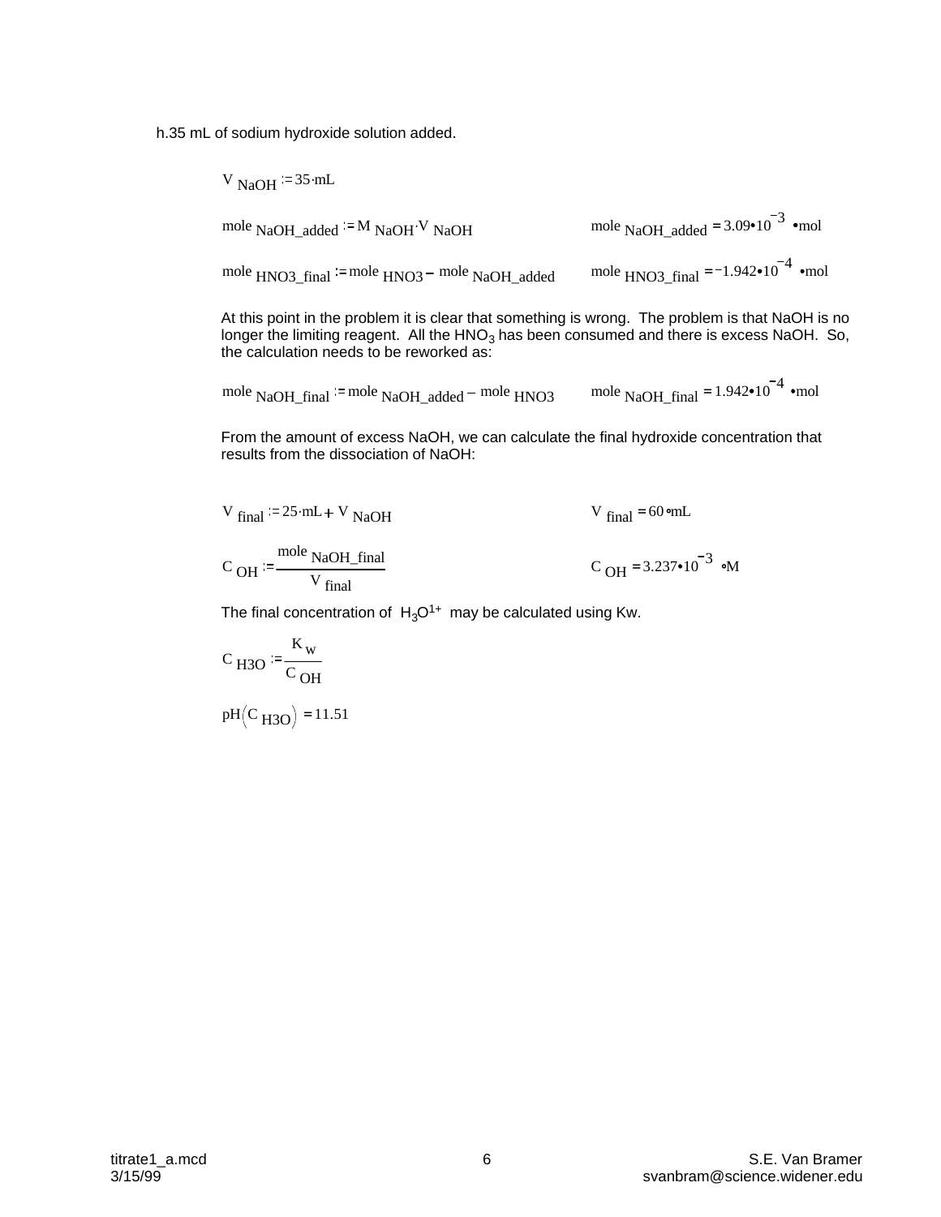h.35 mL of sodium hydroxide solution added.

$$V_{NaOH} := 35 \cdot mL$$

$$mole_{NaOH\_added} := M_{NaOH} \cdot V_{NaOH} \qquad mole_{NaOH\_added} = 3.09 \cdot 10^{-3} \cdot mol$$

$$mole_{HNO3\_final} := mole_{HNO3} - mole_{NaOH\_added} \qquad mole_{HNO3\_final} = -1.942 \cdot 10^{-4} \cdot mol$$

At this point in the problem it is clear that something is wrong. The problem is that NaOH is no longer the limiting reagent. All the $HNO_3$ has been consumed and there is excess NaOH. So, the calculation needs to be reworked as:

$$mole_{NaOH\_final} := mole_{NaOH\_added} - mole_{HNO3} \qquad mole_{NaOH\_final} = 1.942 \cdot 10^{-4} \cdot mol$$

From the amount of excess NaOH, we can calculate the final hydroxide concentration that results from the dissociation of NaOH:

$$V_{final} := 25 \cdot mL + V_{NaOH} \qquad V_{final} = 60 \cdot mL$$

$$C_{OH} := \frac{mole_{NaOH\_final}}{V_{final}} \qquad C_{OH} = 3.237 \cdot 10^{-3} \cdot M$$

The final concentration of $H_3O^{1+}$ may be calculated using Kw.

$$C_{H3O} := \frac{K_w}{C_{OH}}$$

$$pH(C_{H3O}) = 11.51$$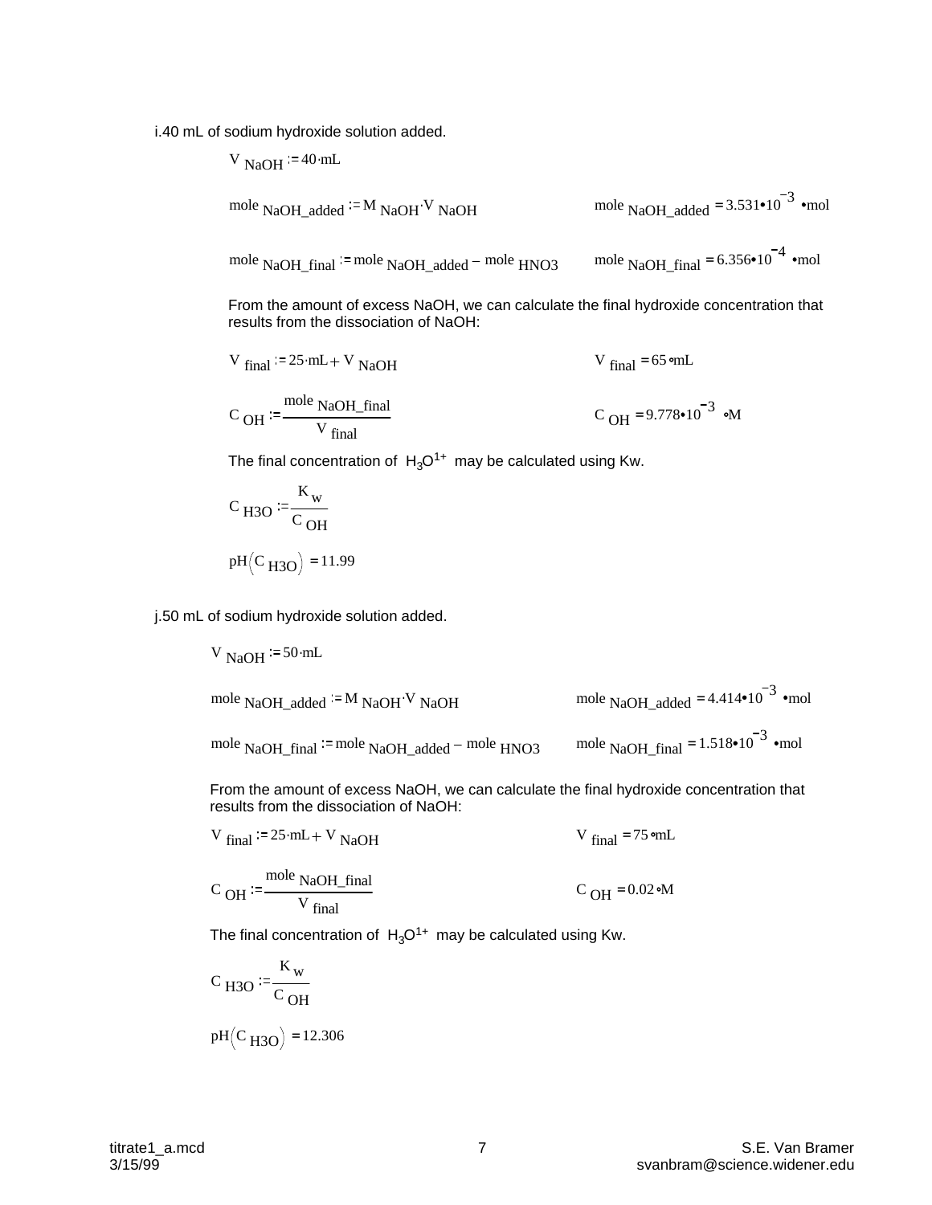i.40 mL of sodium hydroxide solution added.

$V_{NaOH} := 40 \cdot mL$

$mole_{NaOH\_added} := M_{NaOH} \cdot V_{NaOH}$ $\quad\quad mole_{NaOH\_added} = 3.531 \cdot 10^{-3} \cdot mol$

$mole_{NaOH\_final} := mole_{NaOH\_added} - mole_{HNO3}$ $\quad\quad mole_{NaOH\_final} = 6.356 \cdot 10^{-4} \cdot mol$

From the amount of excess NaOH, we can calculate the final hydroxide concentration that results from the dissociation of NaOH:

$V_{final} := 25 \cdot mL + V_{NaOH}$ $\quad\quad V_{final} = 65 \cdot mL$

$$C_{OH} := \frac{mole_{NaOH\_final}}{V_{final}} \quad\quad C_{OH} = 9.778 \cdot 10^{-3} \cdot M$$

The final concentration of $H_3O^{1+}$ may be calculated using Kw.

$$C_{H3O} := \frac{K_w}{C_{OH}}$$

$pH(C_{H3O}) = 11.99$

j.50 mL of sodium hydroxide solution added.

$V_{NaOH} := 50 \cdot mL$

$mole_{NaOH\_added} := M_{NaOH} \cdot V_{NaOH}$ $\quad\quad mole_{NaOH\_added} = 4.414 \cdot 10^{-3} \cdot mol$

$mole_{NaOH\_final} := mole_{NaOH\_added} - mole_{HNO3}$ $\quad\quad mole_{NaOH\_final} = 1.518 \cdot 10^{-3} \cdot mol$

From the amount of excess NaOH, we can calculate the final hydroxide concentration that results from the dissociation of NaOH:

$V_{final} := 25 \cdot mL + V_{NaOH}$ $\quad\quad V_{final} = 75 \cdot mL$

$$C_{OH} := \frac{mole_{NaOH\_final}}{V_{final}} \quad\quad C_{OH} = 0.02 \cdot M$$

The final concentration of $H_3O^{1+}$ may be calculated using Kw.

$$C_{H3O} := \frac{K_w}{C_{OH}}$$

$pH(C_{H3O}) = 12.306$